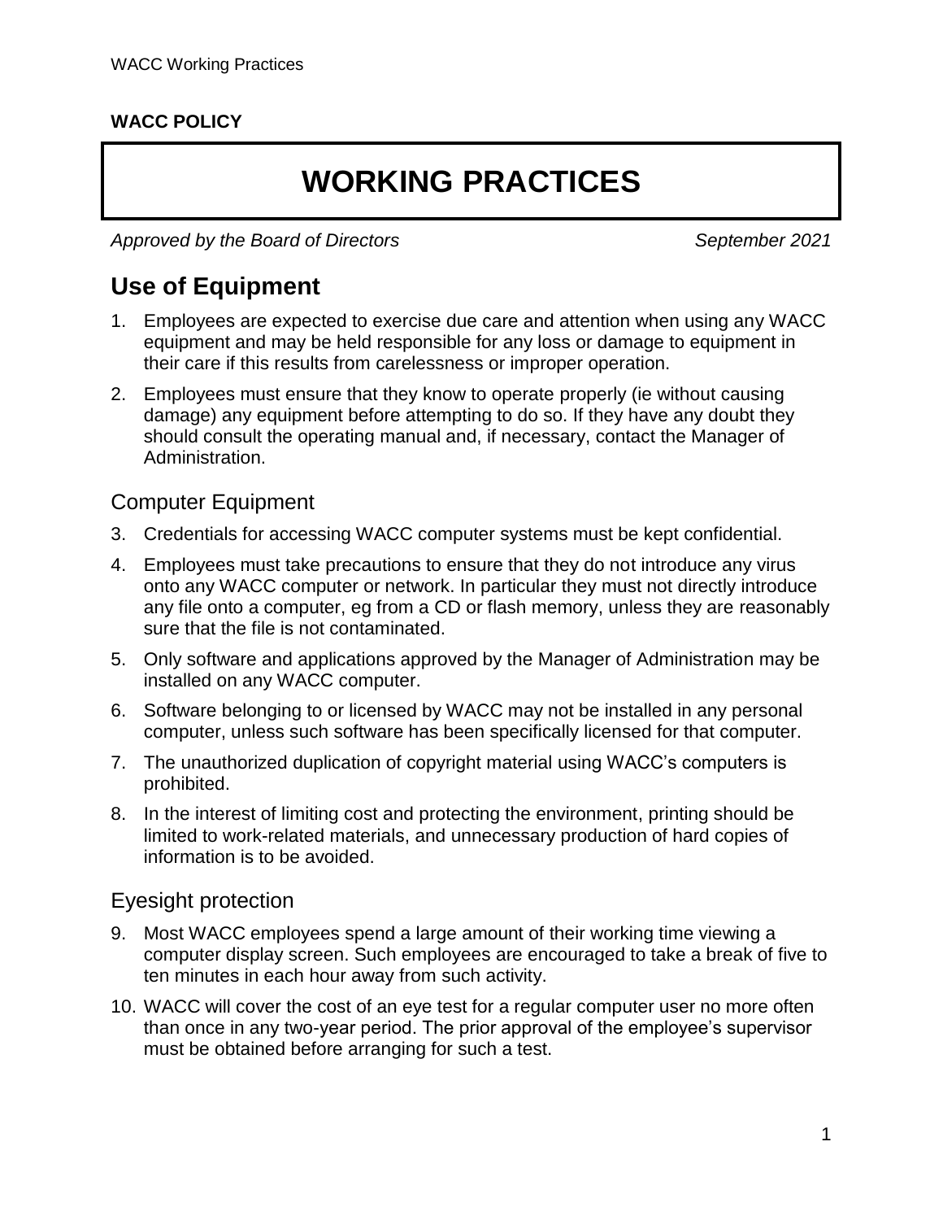**WACC POLICY**

# WORKING PRACTICES

*Approved by the Board of Directors* *September 2021*

## Use of Equipment

1. Employees are expected to exercise due care and attention when using any WACC equipment and may be held responsible for any loss or damage to equipment in their care if this results from carelessness or improper operation.
2. Employees must ensure that they know to operate properly (ie without causing damage) any equipment before attempting to do so. If they have any doubt they should consult the operating manual and, if necessary, contact the Manager of Administration.

### Computer Equipment

3. Credentials for accessing WACC computer systems must be kept confidential.
4. Employees must take precautions to ensure that they do not introduce any virus onto any WACC computer or network. In particular they must not directly introduce any file onto a computer, eg from a CD or flash memory, unless they are reasonably sure that the file is not contaminated.
5. Only software and applications approved by the Manager of Administration may be installed on any WACC computer.
6. Software belonging to or licensed by WACC may not be installed in any personal computer, unless such software has been specifically licensed for that computer.
7. The unauthorized duplication of copyright material using WACC's computers is prohibited.
8. In the interest of limiting cost and protecting the environment, printing should be limited to work-related materials, and unnecessary production of hard copies of information is to be avoided.

### Eyesight protection

9. Most WACC employees spend a large amount of their working time viewing a computer display screen. Such employees are encouraged to take a break of five to ten minutes in each hour away from such activity.
10. WACC will cover the cost of an eye test for a regular computer user no more often than once in any two-year period. The prior approval of the employee's supervisor must be obtained before arranging for such a test.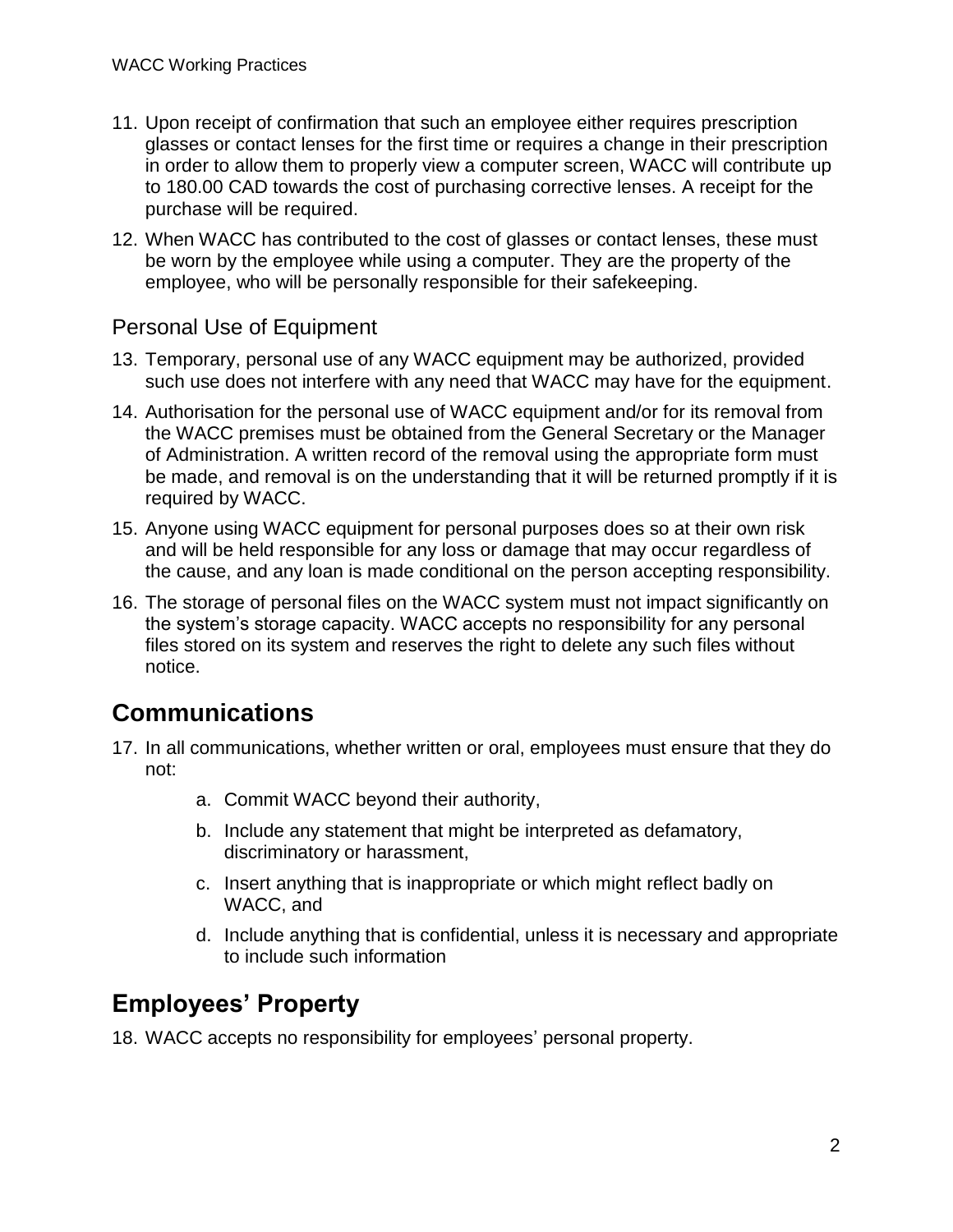11. Upon receipt of confirmation that such an employee either requires prescription glasses or contact lenses for the first time or requires a change in their prescription in order to allow them to properly view a computer screen, WACC will contribute up to 180.00 CAD towards the cost of purchasing corrective lenses. A receipt for the purchase will be required.
12. When WACC has contributed to the cost of glasses or contact lenses, these must be worn by the employee while using a computer. They are the property of the employee, who will be personally responsible for their safekeeping.

### Personal Use of Equipment

13. Temporary, personal use of any WACC equipment may be authorized, provided such use does not interfere with any need that WACC may have for the equipment.
14. Authorisation for the personal use of WACC equipment and/or for its removal from the WACC premises must be obtained from the General Secretary or the Manager of Administration. A written record of the removal using the appropriate form must be made, and removal is on the understanding that it will be returned promptly if it is required by WACC.
15. Anyone using WACC equipment for personal purposes does so at their own risk and will be held responsible for any loss or damage that may occur regardless of the cause, and any loan is made conditional on the person accepting responsibility.
16. The storage of personal files on the WACC system must not impact significantly on the system's storage capacity. WACC accepts no responsibility for any personal files stored on its system and reserves the right to delete any such files without notice.

## Communications

17. In all communications, whether written or oral, employees must ensure that they do not:
    a. Commit WACC beyond their authority,
    b. Include any statement that might be interpreted as defamatory, discriminatory or harassment,
    c. Insert anything that is inappropriate or which might reflect badly on WACC, and
    d. Include anything that is confidential, unless it is necessary and appropriate to include such information

## Employees' Property

18. WACC accepts no responsibility for employees' personal property.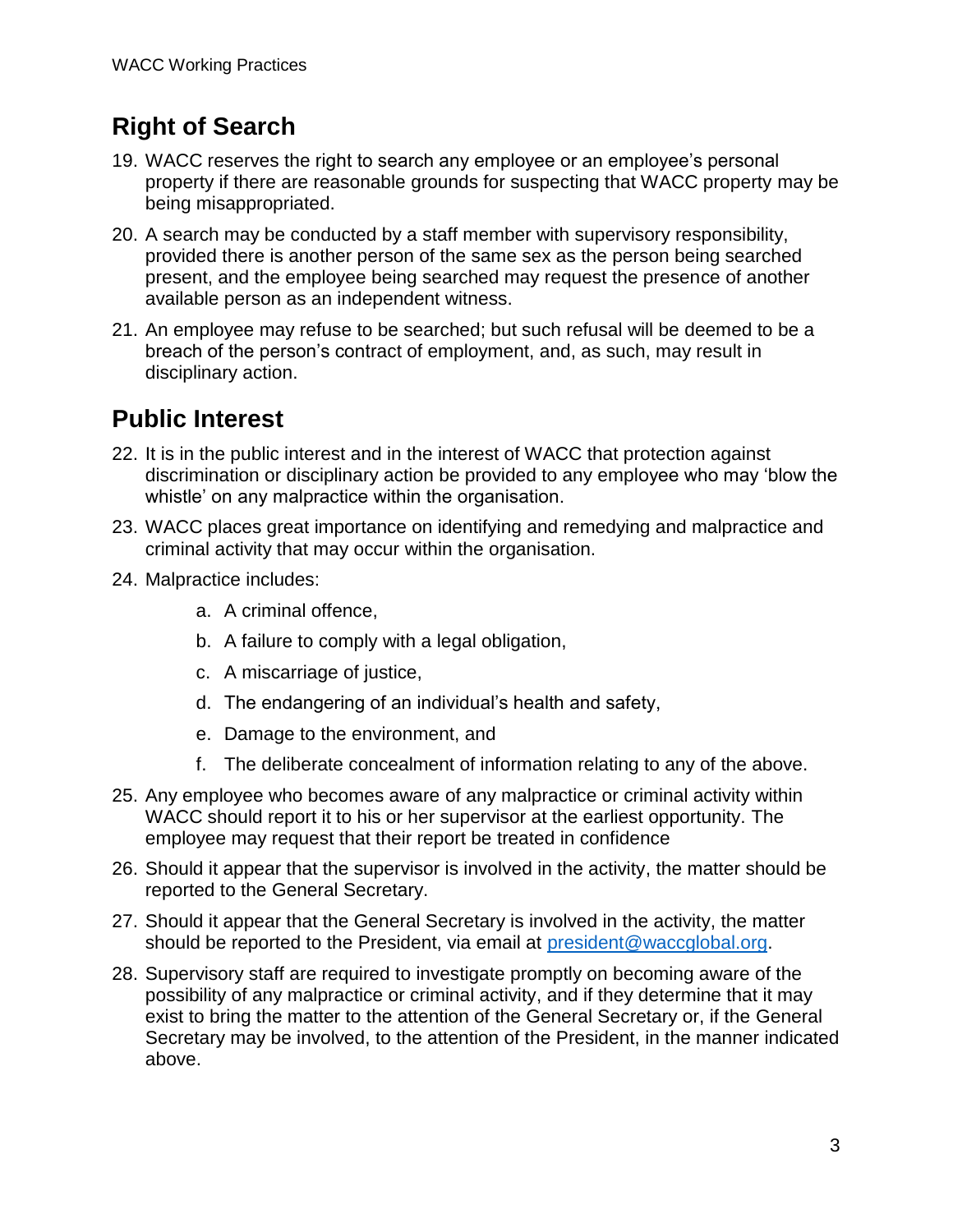## Right of Search

19. WACC reserves the right to search any employee or an employee's personal property if there are reasonable grounds for suspecting that WACC property may be being misappropriated.

20. A search may be conducted by a staff member with supervisory responsibility, provided there is another person of the same sex as the person being searched present, and the employee being searched may request the presence of another available person as an independent witness.

21. An employee may refuse to be searched; but such refusal will be deemed to be a breach of the person's contract of employment, and, as such, may result in disciplinary action.

## Public Interest

22. It is in the public interest and in the interest of WACC that protection against discrimination or disciplinary action be provided to any employee who may 'blow the whistle' on any malpractice within the organisation.

23. WACC places great importance on identifying and remedying and malpractice and criminal activity that may occur within the organisation.

24. Malpractice includes:

    a. A criminal offence,

    b. A failure to comply with a legal obligation,

    c. A miscarriage of justice,

    d. The endangering of an individual's health and safety,

    e. Damage to the environment, and

    f. The deliberate concealment of information relating to any of the above.

25. Any employee who becomes aware of any malpractice or criminal activity within WACC should report it to his or her supervisor at the earliest opportunity. The employee may request that their report be treated in confidence

26. Should it appear that the supervisor is involved in the activity, the matter should be reported to the General Secretary.

27. Should it appear that the General Secretary is involved in the activity, the matter should be reported to the President, via email at president@waccglobal.org.

28. Supervisory staff are required to investigate promptly on becoming aware of the possibility of any malpractice or criminal activity, and if they determine that it may exist to bring the matter to the attention of the General Secretary or, if the General Secretary may be involved, to the attention of the President, in the manner indicated above.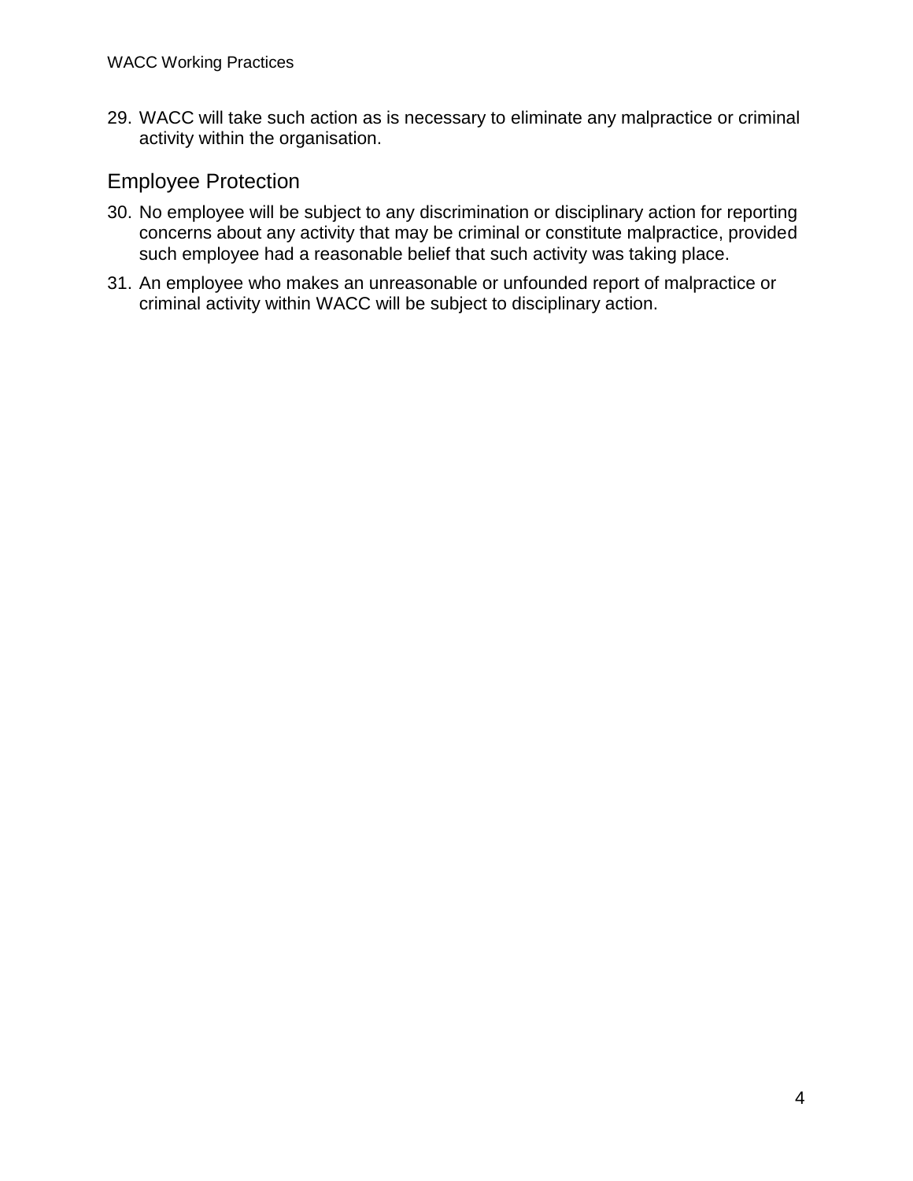29. WACC will take such action as is necessary to eliminate any malpractice or criminal activity within the organisation.

## Employee Protection

30. No employee will be subject to any discrimination or disciplinary action for reporting concerns about any activity that may be criminal or constitute malpractice, provided such employee had a reasonable belief that such activity was taking place.
31. An employee who makes an unreasonable or unfounded report of malpractice or criminal activity within WACC will be subject to disciplinary action.